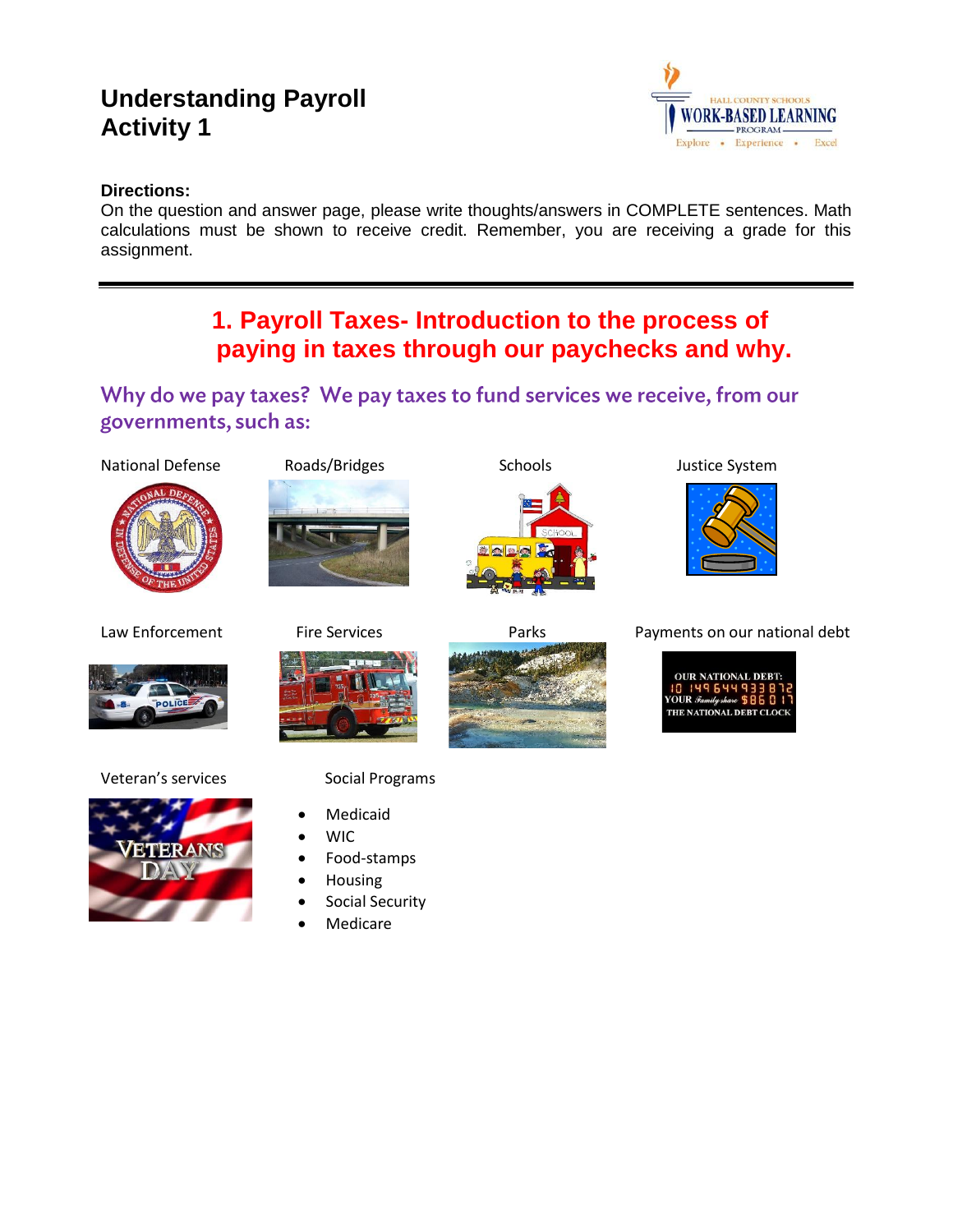# Understanding Payroll
# Activity 1

**Directions:**
On the question and answer page, please write thoughts/answers in COMPLETE sentences. Math calculations must be shown to receive credit. Remember, you are receiving a grade for this assignment.

---

## 1. Payroll Taxes- Introduction to the process of paying in taxes through our paychecks and why.

### Why do we pay taxes? We pay taxes to fund services we receive, from our governments, such as:

National Defense

Roads/Bridges

Schools

Justice System

Law Enforcement

Fire Services

Parks

Payments on our national debt

Veteran's services

Social Programs

- Medicaid
- WIC
- Food-stamps
- Housing
- Social Security
- Medicare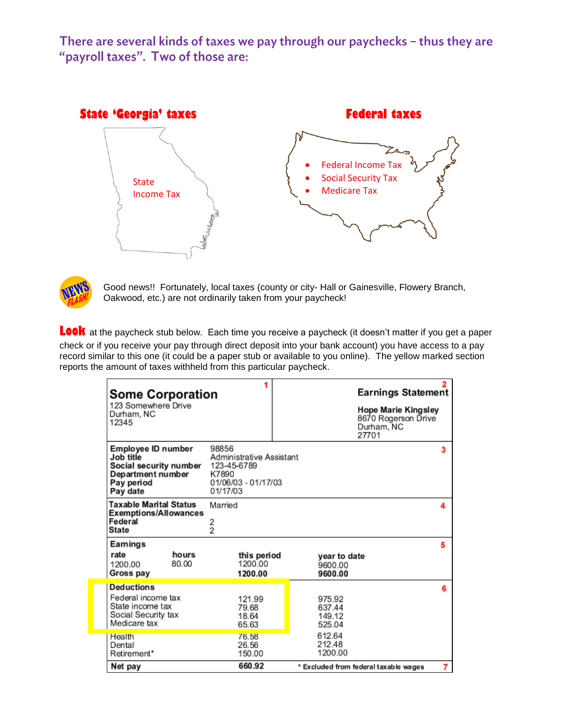## There are several kinds of taxes we pay through our paychecks – thus they are "payroll taxes". Two of those are:

**State 'Georgia' taxes**

State Income Tax

**Federal taxes**

- Federal Income Tax
- Social Security Tax
- Medicare Tax

Good news!! Fortunately, local taxes (county or city- Hall or Gainesville, Flowery Branch, Oakwood, etc.) are not ordinarily taken from your paycheck!

**Look** at the paycheck stub below. Each time you receive a paycheck (it doesn't matter if you get a paper check or if you receive your pay through direct deposit into your bank account) you have access to a pay record similar to this one (it could be a paper stub or available to you online). The yellow marked section reports the amount of taxes withheld from this particular paycheck.

**Some Corporation** (1)
123 Somewhere Drive
Durham, NC
12345

**Earnings Statement** (2)

**Hope Marie Kingsley**
8670 Rogerson Drive
Durham, NC
27701

| (3) | |
|---|---|
| **Employee ID number** | 98856 |
| **Job title** | Administrative Assistant |
| **Social security number** | 123-45-6789 |
| **Department number** | K7890 |
| **Pay period** | 01/06/03 - 01/17/03 |
| **Pay date** | 01/17/03 |

| (4) | |
|---|---|
| **Taxable Marital Status** | Married |
| **Exemptions/Allowances** | |
| **Federal** | 2 |
| **State** | 2 |

**Earnings** (5)

| rate | hours | this period | year to date |
|---|---|---|---|
| 1200.00 | 80.00 | 1200.00 | 9600.00 |
| **Gross pay** | | **1200.00** | **9600.00** |

| **Deductions** (6) | this period | year to date |
|---|---|---|
| Federal income tax | 121.99 | 975.92 |
| State income tax | 79.68 | 637.44 |
| Social Security tax | 18.64 | 149.12 |
| Medicare tax | 65.63 | 525.04 |
| Health | 76.58 | 612.64 |
| Dental | 26.56 | 212.48 |
| Retirement* | 150.00 | 1200.00 |
| **Net pay** | **660.92** | |

\* Excluded from federal taxable wages (7)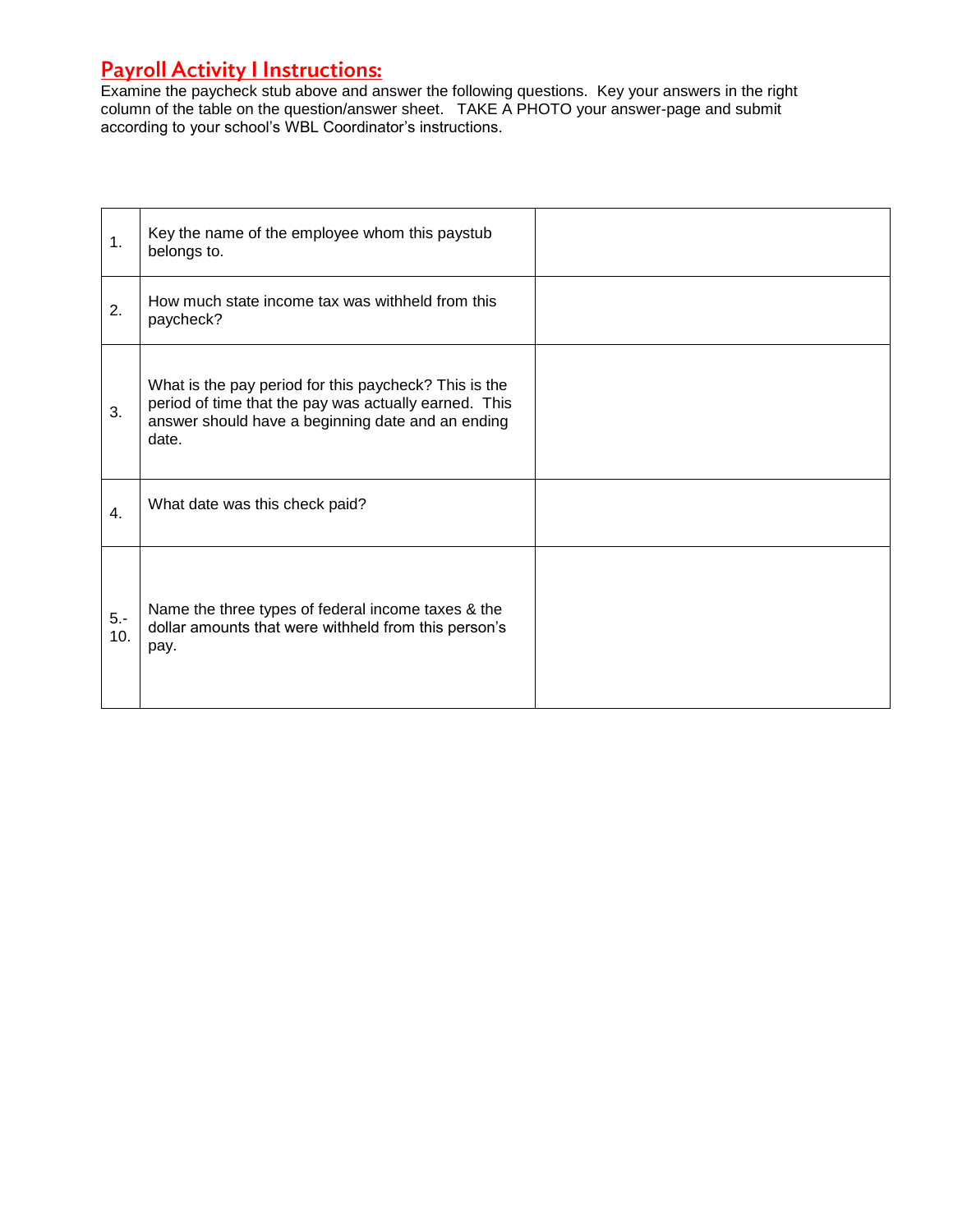## Payroll Activity I Instructions:

Examine the paycheck stub above and answer the following questions. Key your answers in the right column of the table on the question/answer sheet. TAKE A PHOTO your answer-page and submit according to your school's WBL Coordinator's instructions.

| | | |
|---|---|---|
| 1. | Key the name of the employee whom this paystub belongs to. | |
| 2. | How much state income tax was withheld from this paycheck? | |
| 3. | What is the pay period for this paycheck? This is the period of time that the pay was actually earned. This answer should have a beginning date and an ending date. | |
| 4. | What date was this check paid? | |
| 5.-10. | Name the three types of federal income taxes & the dollar amounts that were withheld from this person's pay. | |